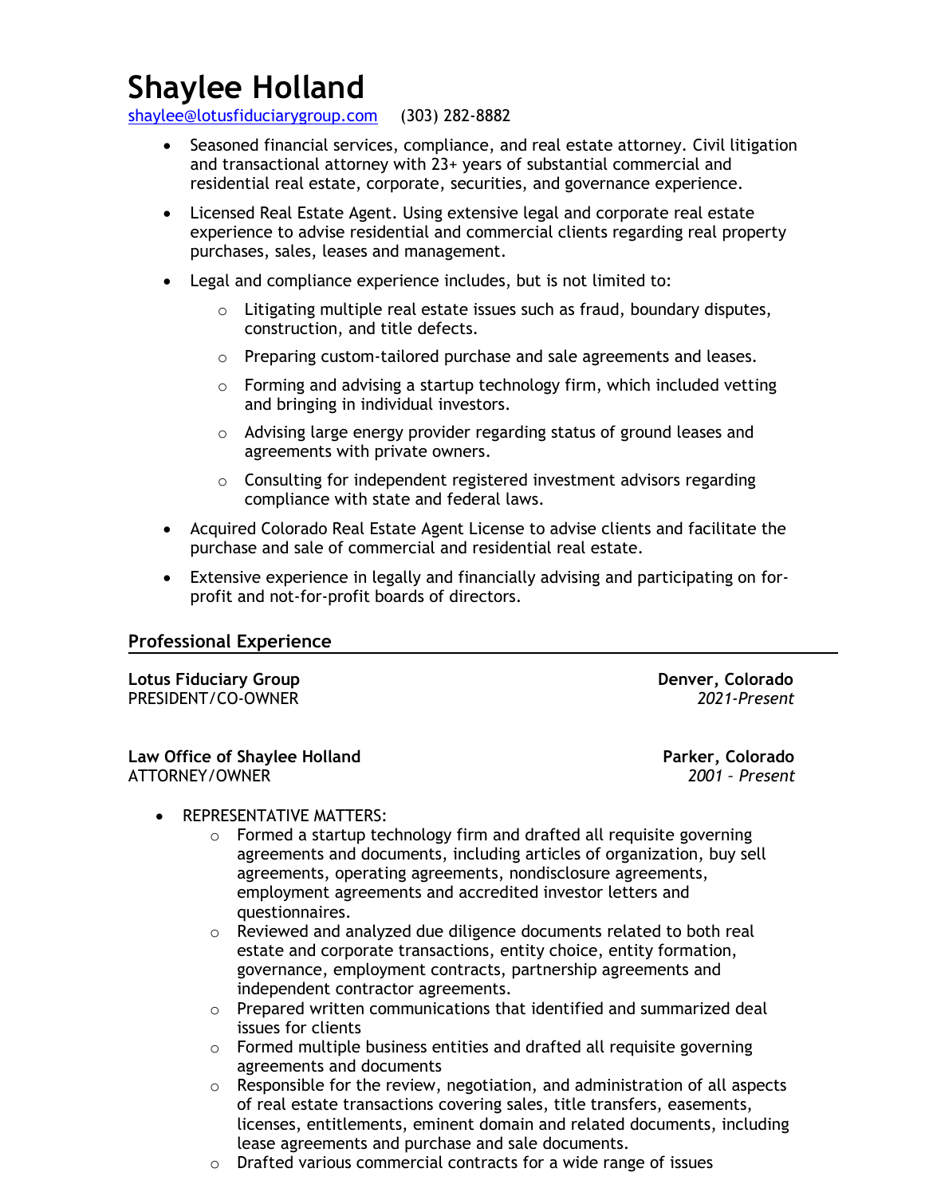# Shaylee Holland

shaylee@lotusfiduciarygroup.com (303) 282-8882

- Seasoned financial services, compliance, and real estate attorney. Civil litigation and transactional attorney with 23+ years of substantial commercial and residential real estate, corporate, securities, and governance experience.
- Licensed Real Estate Agent. Using extensive legal and corporate real estate experience to advise residential and commercial clients regarding real property purchases, sales, leases and management.
- Legal and compliance experience includes, but is not limited to:
  - Litigating multiple real estate issues such as fraud, boundary disputes, construction, and title defects.
  - Preparing custom-tailored purchase and sale agreements and leases.
  - Forming and advising a startup technology firm, which included vetting and bringing in individual investors.
  - Advising large energy provider regarding status of ground leases and agreements with private owners.
  - Consulting for independent registered investment advisors regarding compliance with state and federal laws.
- Acquired Colorado Real Estate Agent License to advise clients and facilitate the purchase and sale of commercial and residential real estate.
- Extensive experience in legally and financially advising and participating on for-profit and not-for-profit boards of directors.

## Professional Experience

**Lotus Fiduciary Group** — **Denver, Colorado**
PRESIDENT/CO-OWNER — *2021-Present*

**Law Office of Shaylee Holland** — **Parker, Colorado**
ATTORNEY/OWNER — *2001 – Present*

- REPRESENTATIVE MATTERS:
  - Formed a startup technology firm and drafted all requisite governing agreements and documents, including articles of organization, buy sell agreements, operating agreements, nondisclosure agreements, employment agreements and accredited investor letters and questionnaires.
  - Reviewed and analyzed due diligence documents related to both real estate and corporate transactions, entity choice, entity formation, governance, employment contracts, partnership agreements and independent contractor agreements.
  - Prepared written communications that identified and summarized deal issues for clients
  - Formed multiple business entities and drafted all requisite governing agreements and documents
  - Responsible for the review, negotiation, and administration of all aspects of real estate transactions covering sales, title transfers, easements, licenses, entitlements, eminent domain and related documents, including lease agreements and purchase and sale documents.
  - Drafted various commercial contracts for a wide range of issues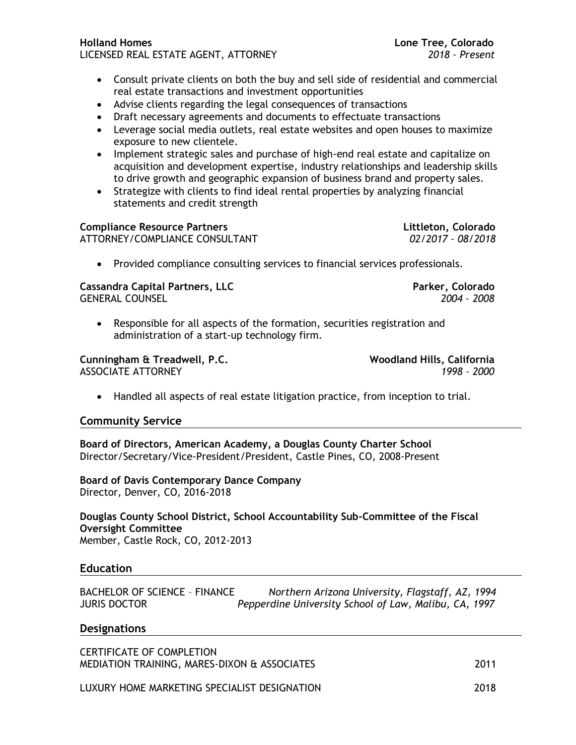**Holland Homes** **Lone Tree, Colorado**
LICENSED REAL ESTATE AGENT, ATTORNEY *2018 – Present*

- Consult private clients on both the buy and sell side of residential and commercial real estate transactions and investment opportunities
- Advise clients regarding the legal consequences of transactions
- Draft necessary agreements and documents to effectuate transactions
- Leverage social media outlets, real estate websites and open houses to maximize exposure to new clientele.
- Implement strategic sales and purchase of high-end real estate and capitalize on acquisition and development expertise, industry relationships and leadership skills to drive growth and geographic expansion of business brand and property sales.
- Strategize with clients to find ideal rental properties by analyzing financial statements and credit strength

**Compliance Resource Partners** **Littleton, Colorado**
ATTORNEY/COMPLIANCE CONSULTANT *02/2017 – 08/2018*

- Provided compliance consulting services to financial services professionals.

**Cassandra Capital Partners, LLC** **Parker, Colorado**
GENERAL COUNSEL *2004 – 2008*

- Responsible for all aspects of the formation, securities registration and administration of a start-up technology firm.

**Cunningham & Treadwell, P.C.** **Woodland Hills, California**
ASSOCIATE ATTORNEY *1998 – 2000*

- Handled all aspects of real estate litigation practice, from inception to trial.

## Community Service

**Board of Directors, American Academy, a Douglas County Charter School**
Director/Secretary/Vice-President/President, Castle Pines, CO, 2008-Present

**Board of Davis Contemporary Dance Company**
Director, Denver, CO, 2016-2018

**Douglas County School District, School Accountability Sub-Committee of the Fiscal Oversight Committee**
Member, Castle Rock, CO, 2012-2013

## Education

BACHELOR OF SCIENCE – FINANCE *Northern Arizona University, Flagstaff, AZ, 1994*
JURIS DOCTOR *Pepperdine University School of Law, Malibu, CA, 1997*

## Designations

CERTIFICATE OF COMPLETION
MEDIATION TRAINING, MARES-DIXON & ASSOCIATES 2011

LUXURY HOME MARKETING SPECIALIST DESIGNATION 2018